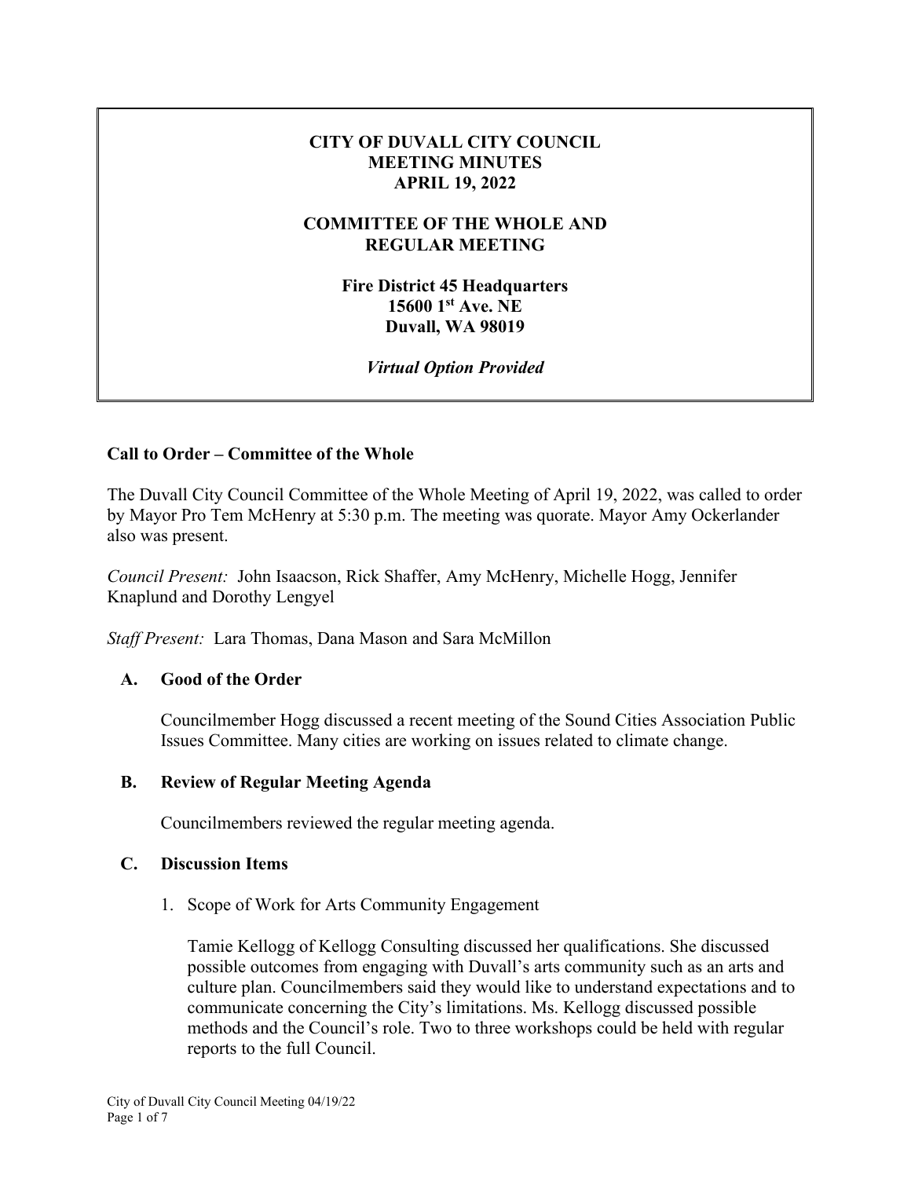# CITY OF DUVALL CITY COUNCIL
# MEETING MINUTES
# APRIL 19, 2022

## COMMITTEE OF THE WHOLE AND REGULAR MEETING

**Fire District 45 Headquarters**
**15600 1st Ave. NE**
**Duvall, WA 98019**

***Virtual Option Provided***

### Call to Order – Committee of the Whole

The Duvall City Council Committee of the Whole Meeting of April 19, 2022, was called to order by Mayor Pro Tem McHenry at 5:30 p.m. The meeting was quorate. Mayor Amy Ockerlander also was present.

*Council Present:* John Isaacson, Rick Shaffer, Amy McHenry, Michelle Hogg, Jennifer Knaplund and Dorothy Lengyel

*Staff Present:* Lara Thomas, Dana Mason and Sara McMillon

#### A. Good of the Order

Councilmember Hogg discussed a recent meeting of the Sound Cities Association Public Issues Committee. Many cities are working on issues related to climate change.

#### B. Review of Regular Meeting Agenda

Councilmembers reviewed the regular meeting agenda.

#### C. Discussion Items

1. Scope of Work for Arts Community Engagement

   Tamie Kellogg of Kellogg Consulting discussed her qualifications. She discussed possible outcomes from engaging with Duvall's arts community such as an arts and culture plan. Councilmembers said they would like to understand expectations and to communicate concerning the City's limitations. Ms. Kellogg discussed possible methods and the Council's role. Two to three workshops could be held with regular reports to the full Council.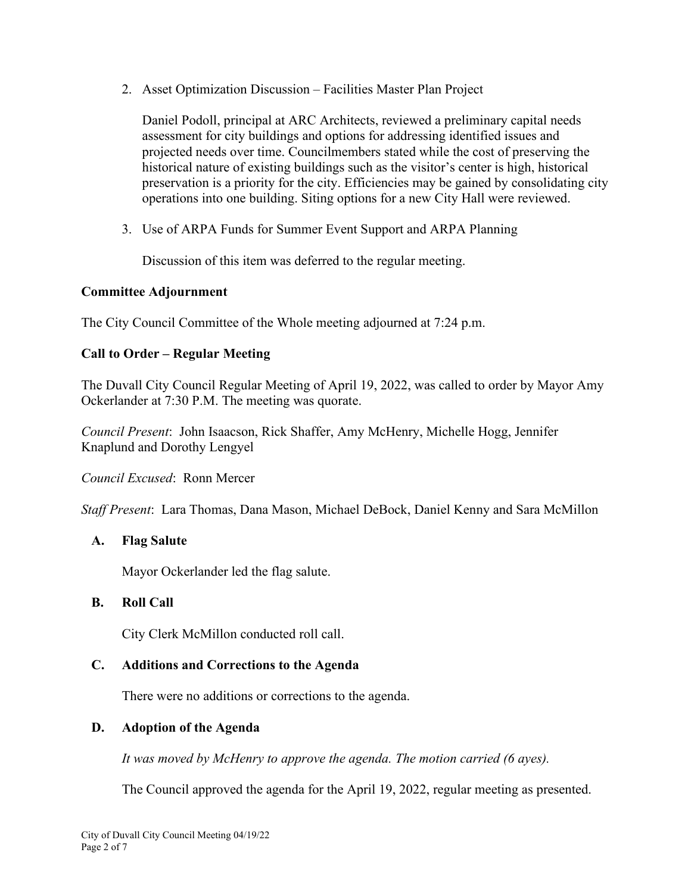2. Asset Optimization Discussion – Facilities Master Plan Project

   Daniel Podoll, principal at ARC Architects, reviewed a preliminary capital needs assessment for city buildings and options for addressing identified issues and projected needs over time. Councilmembers stated while the cost of preserving the historical nature of existing buildings such as the visitor's center is high, historical preservation is a priority for the city. Efficiencies may be gained by consolidating city operations into one building. Siting options for a new City Hall were reviewed.

3. Use of ARPA Funds for Summer Event Support and ARPA Planning

   Discussion of this item was deferred to the regular meeting.

**Committee Adjournment**

The City Council Committee of the Whole meeting adjourned at 7:24 p.m.

**Call to Order – Regular Meeting**

The Duvall City Council Regular Meeting of April 19, 2022, was called to order by Mayor Amy Ockerlander at 7:30 P.M. The meeting was quorate.

*Council Present*: John Isaacson, Rick Shaffer, Amy McHenry, Michelle Hogg, Jennifer Knaplund and Dorothy Lengyel

*Council Excused*: Ronn Mercer

*Staff Present*: Lara Thomas, Dana Mason, Michael DeBock, Daniel Kenny and Sara McMillon

**A. Flag Salute**

Mayor Ockerlander led the flag salute.

**B. Roll Call**

City Clerk McMillon conducted roll call.

**C. Additions and Corrections to the Agenda**

There were no additions or corrections to the agenda.

**D. Adoption of the Agenda**

*It was moved by McHenry to approve the agenda. The motion carried (6 ayes).*

The Council approved the agenda for the April 19, 2022, regular meeting as presented.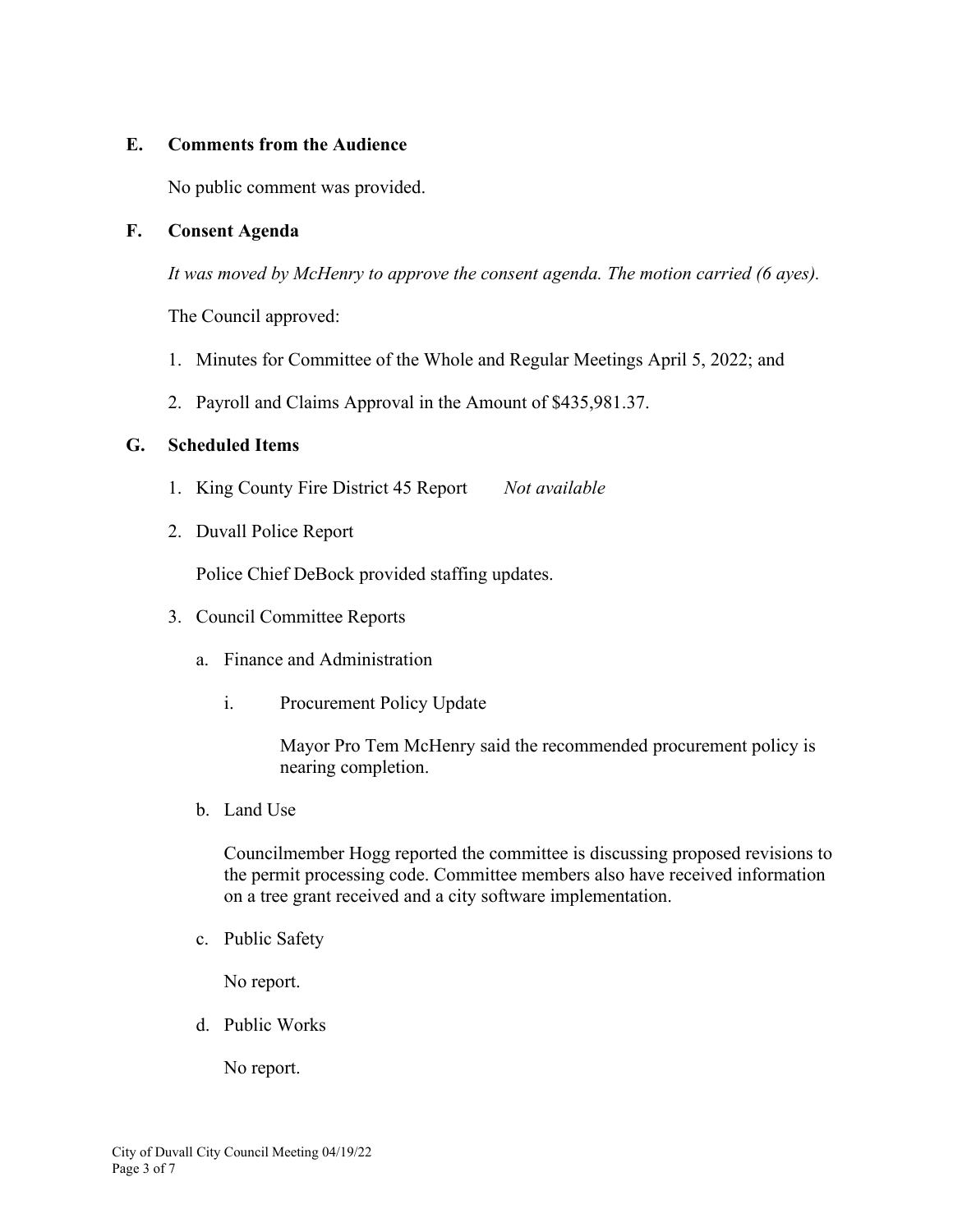## E. Comments from the Audience

No public comment was provided.

## F. Consent Agenda

*It was moved by McHenry to approve the consent agenda. The motion carried (6 ayes).*

The Council approved:

1. Minutes for Committee of the Whole and Regular Meetings April 5, 2022; and
2. Payroll and Claims Approval in the Amount of $435,981.37.

## G. Scheduled Items

1. King County Fire District 45 Report *Not available*
2. Duvall Police Report

   Police Chief DeBock provided staffing updates.

3. Council Committee Reports

   a. Finance and Administration

      i. Procurement Policy Update

         Mayor Pro Tem McHenry said the recommended procurement policy is nearing completion.

   b. Land Use

      Councilmember Hogg reported the committee is discussing proposed revisions to the permit processing code. Committee members also have received information on a tree grant received and a city software implementation.

   c. Public Safety

      No report.

   d. Public Works

      No report.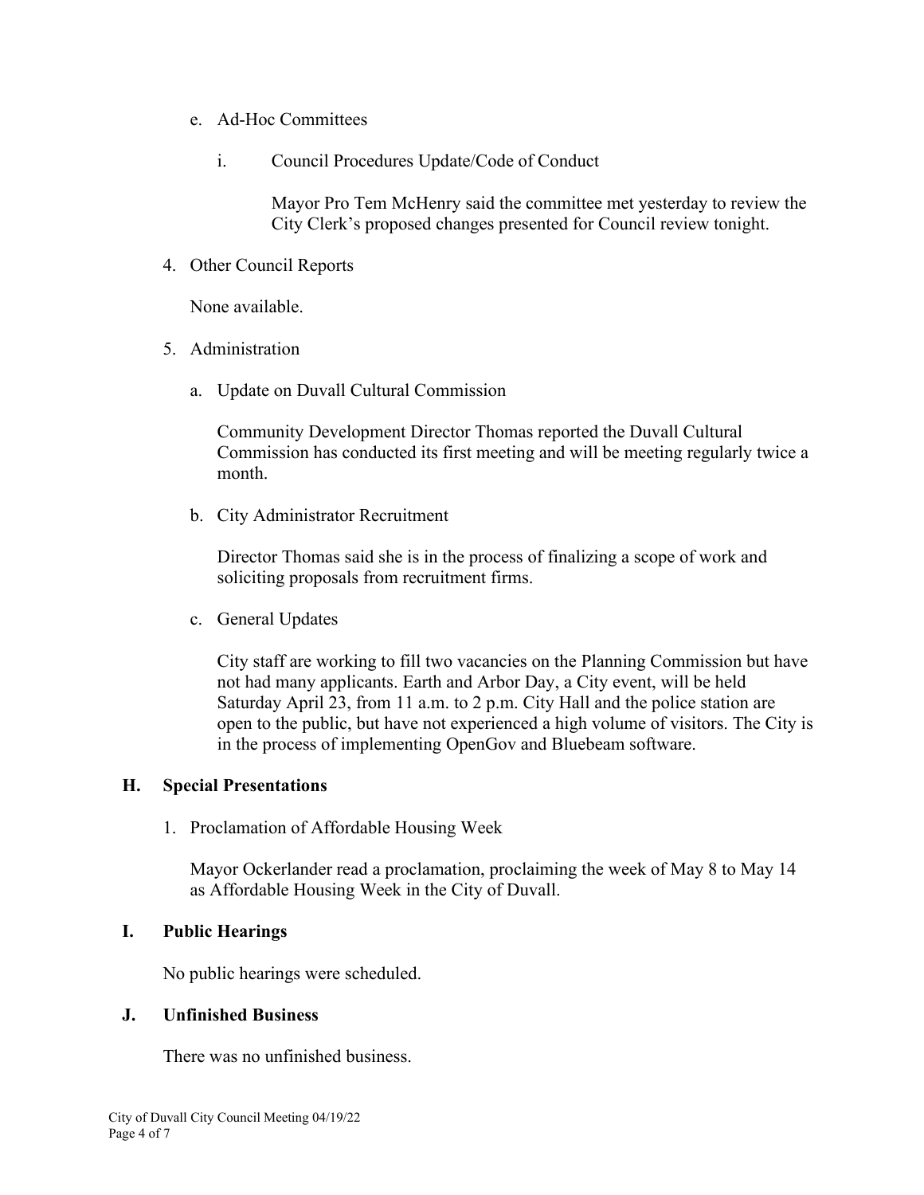e. Ad-Hoc Committees

i. Council Procedures Update/Code of Conduct

Mayor Pro Tem McHenry said the committee met yesterday to review the City Clerk's proposed changes presented for Council review tonight.

4. Other Council Reports

None available.

5. Administration

a. Update on Duvall Cultural Commission

Community Development Director Thomas reported the Duvall Cultural Commission has conducted its first meeting and will be meeting regularly twice a month.

b. City Administrator Recruitment

Director Thomas said she is in the process of finalizing a scope of work and soliciting proposals from recruitment firms.

c. General Updates

City staff are working to fill two vacancies on the Planning Commission but have not had many applicants. Earth and Arbor Day, a City event, will be held Saturday April 23, from 11 a.m. to 2 p.m. City Hall and the police station are open to the public, but have not experienced a high volume of visitors. The City is in the process of implementing OpenGov and Bluebeam software.

## H. Special Presentations

1. Proclamation of Affordable Housing Week

Mayor Ockerlander read a proclamation, proclaiming the week of May 8 to May 14 as Affordable Housing Week in the City of Duvall.

## I. Public Hearings

No public hearings were scheduled.

## J. Unfinished Business

There was no unfinished business.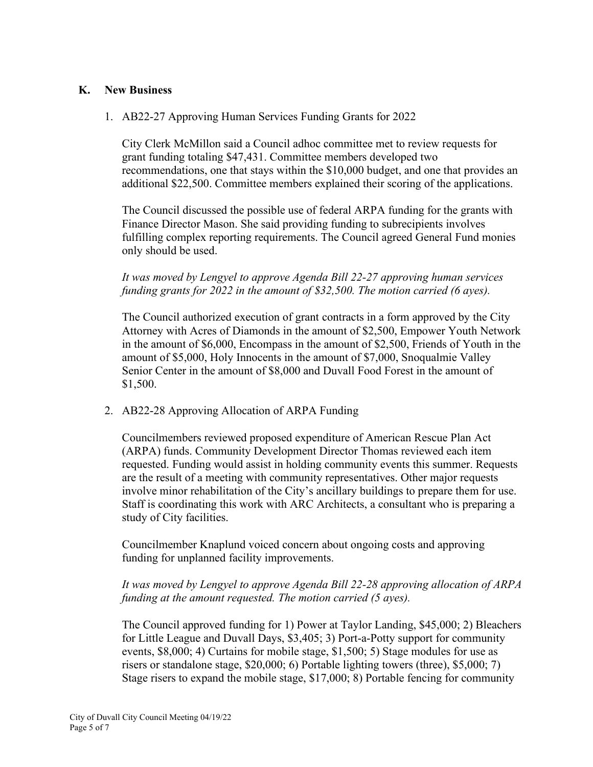## K. New Business

1. AB22-27 Approving Human Services Funding Grants for 2022

   City Clerk McMillon said a Council adhoc committee met to review requests for grant funding totaling $47,431. Committee members developed two recommendations, one that stays within the $10,000 budget, and one that provides an additional $22,500. Committee members explained their scoring of the applications.

   The Council discussed the possible use of federal ARPA funding for the grants with Finance Director Mason. She said providing funding to subrecipients involves fulfilling complex reporting requirements. The Council agreed General Fund monies only should be used.

   *It was moved by Lengyel to approve Agenda Bill 22-27 approving human services funding grants for 2022 in the amount of $32,500. The motion carried (6 ayes).*

   The Council authorized execution of grant contracts in a form approved by the City Attorney with Acres of Diamonds in the amount of $2,500, Empower Youth Network in the amount of $6,000, Encompass in the amount of $2,500, Friends of Youth in the amount of $5,000, Holy Innocents in the amount of $7,000, Snoqualmie Valley Senior Center in the amount of $8,000 and Duvall Food Forest in the amount of $1,500.

2. AB22-28 Approving Allocation of ARPA Funding

   Councilmembers reviewed proposed expenditure of American Rescue Plan Act (ARPA) funds. Community Development Director Thomas reviewed each item requested. Funding would assist in holding community events this summer. Requests are the result of a meeting with community representatives. Other major requests involve minor rehabilitation of the City's ancillary buildings to prepare them for use. Staff is coordinating this work with ARC Architects, a consultant who is preparing a study of City facilities.

   Councilmember Knaplund voiced concern about ongoing costs and approving funding for unplanned facility improvements.

   *It was moved by Lengyel to approve Agenda Bill 22-28 approving allocation of ARPA funding at the amount requested. The motion carried (5 ayes).*

   The Council approved funding for 1) Power at Taylor Landing, $45,000; 2) Bleachers for Little League and Duvall Days, $3,405; 3) Port-a-Potty support for community events, $8,000; 4) Curtains for mobile stage, $1,500; 5) Stage modules for use as risers or standalone stage, $20,000; 6) Portable lighting towers (three), $5,000; 7) Stage risers to expand the mobile stage, $17,000; 8) Portable fencing for community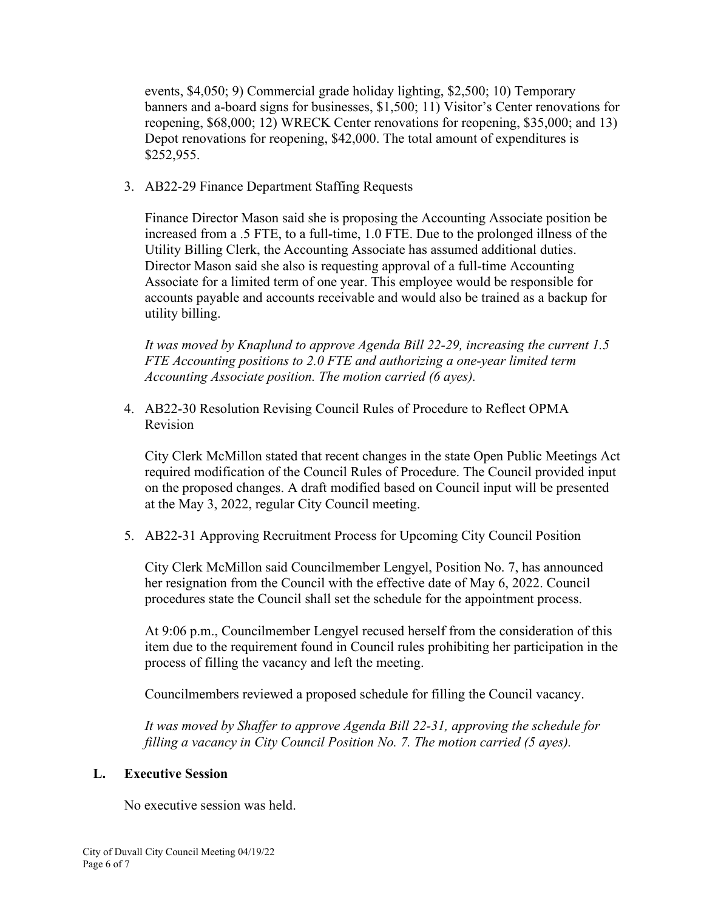events, $4,050; 9) Commercial grade holiday lighting, $2,500; 10) Temporary banners and a-board signs for businesses, $1,500; 11) Visitor's Center renovations for reopening, $68,000; 12) WRECK Center renovations for reopening, $35,000; and 13) Depot renovations for reopening, $42,000. The total amount of expenditures is $252,955.

3. AB22-29 Finance Department Staffing Requests

   Finance Director Mason said she is proposing the Accounting Associate position be increased from a .5 FTE, to a full-time, 1.0 FTE. Due to the prolonged illness of the Utility Billing Clerk, the Accounting Associate has assumed additional duties. Director Mason said she also is requesting approval of a full-time Accounting Associate for a limited term of one year. This employee would be responsible for accounts payable and accounts receivable and would also be trained as a backup for utility billing.

   *It was moved by Knaplund to approve Agenda Bill 22-29, increasing the current 1.5 FTE Accounting positions to 2.0 FTE and authorizing a one-year limited term Accounting Associate position. The motion carried (6 ayes).*

4. AB22-30 Resolution Revising Council Rules of Procedure to Reflect OPMA Revision

   City Clerk McMillon stated that recent changes in the state Open Public Meetings Act required modification of the Council Rules of Procedure. The Council provided input on the proposed changes. A draft modified based on Council input will be presented at the May 3, 2022, regular City Council meeting.

5. AB22-31 Approving Recruitment Process for Upcoming City Council Position

   City Clerk McMillon said Councilmember Lengyel, Position No. 7, has announced her resignation from the Council with the effective date of May 6, 2022. Council procedures state the Council shall set the schedule for the appointment process.

   At 9:06 p.m., Councilmember Lengyel recused herself from the consideration of this item due to the requirement found in Council rules prohibiting her participation in the process of filling the vacancy and left the meeting.

   Councilmembers reviewed a proposed schedule for filling the Council vacancy.

   *It was moved by Shaffer to approve Agenda Bill 22-31, approving the schedule for filling a vacancy in City Council Position No. 7. The motion carried (5 ayes).*

## L. Executive Session

No executive session was held.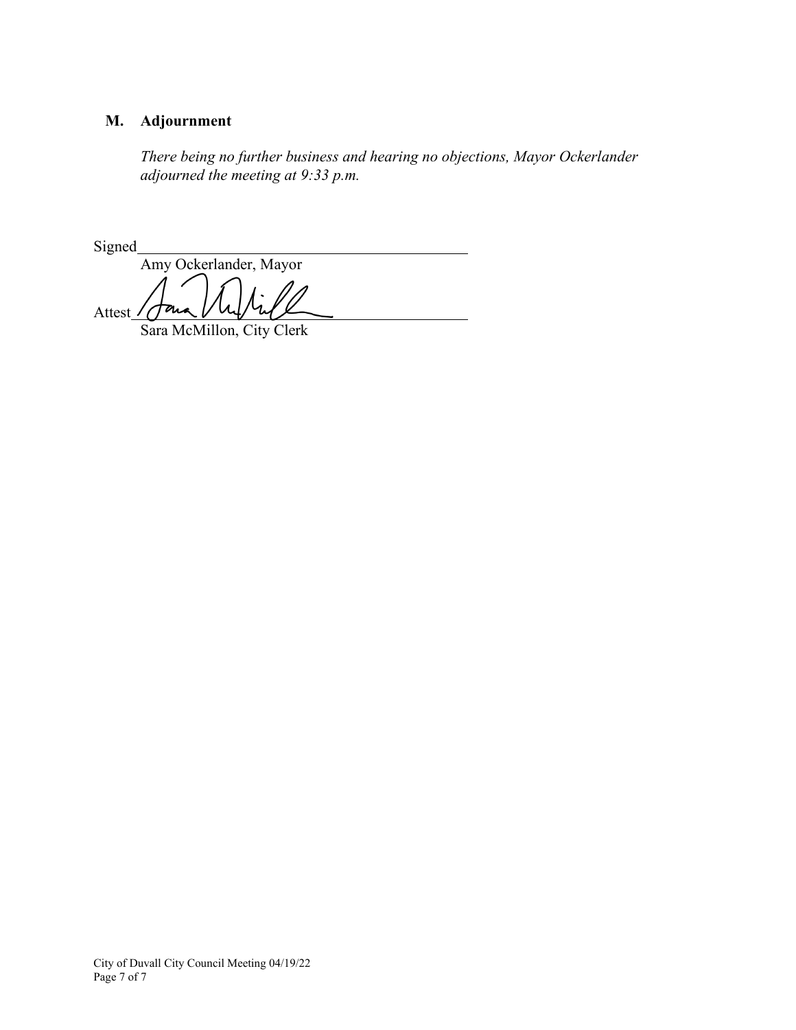## M. Adjournment

*There being no further business and hearing no objections, Mayor Ockerlander adjourned the meeting at 9:33 p.m.*

Signed\_\_\_\_\_\_\_\_\_\_\_\_\_\_\_\_\_\_\_\_\_\_\_\_\_\_\_\_\_\_\_\_\_\_\_\_\_\_\_\_

Amy Ockerlander, Mayor

Attest\_\_\_\_\_\_\_\_\_\_\_\_\_\_\_\_\_\_\_\_\_\_\_\_\_\_\_\_\_\_\_\_\_\_\_\_\_\_\_\_

Sara McMillon, City Clerk